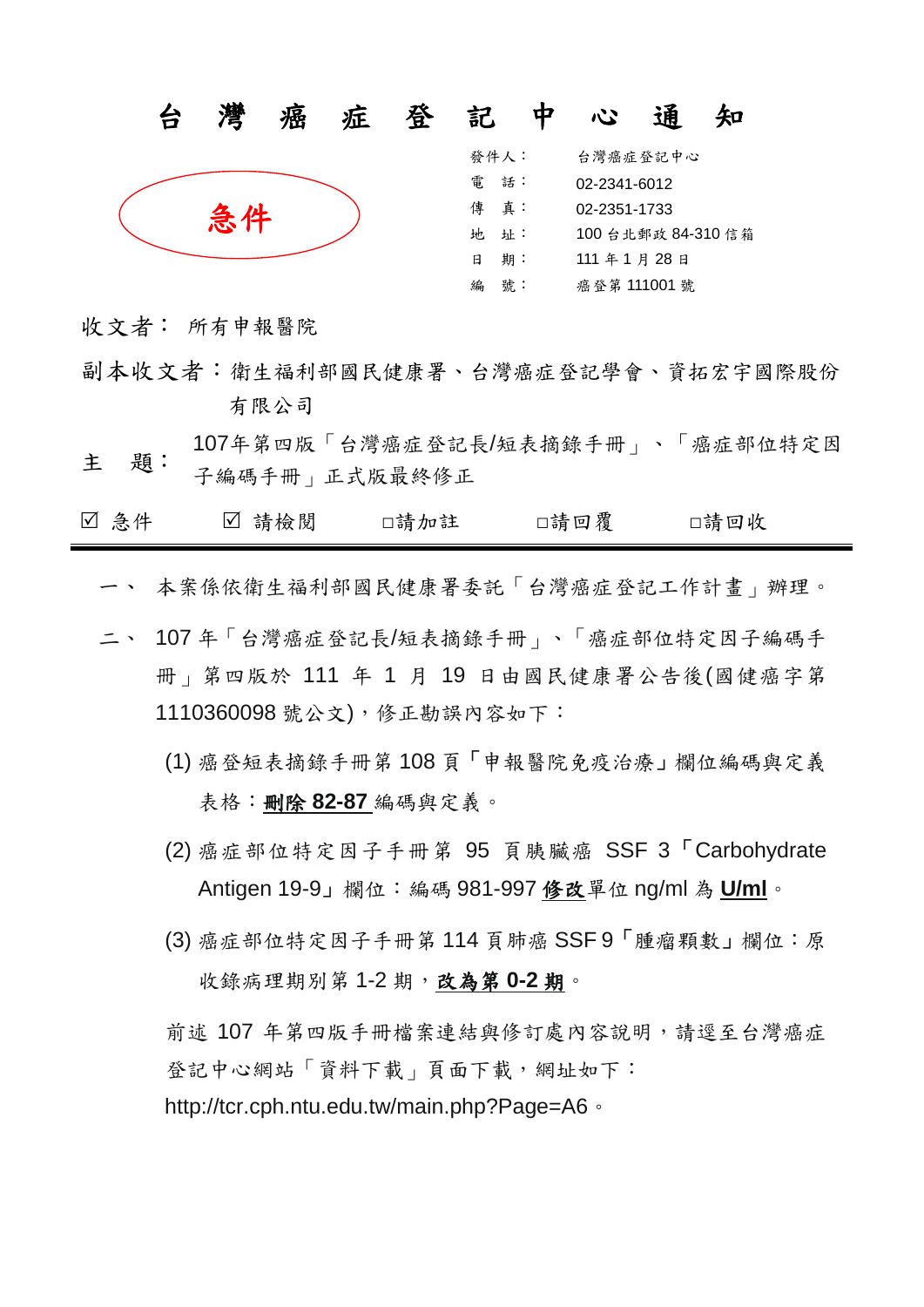# 台 灣 癌 症 登 記 中 心 通 知

急件

發件人：台灣癌症登記中心
電　話：02-2341-6012
傳　真：02-2351-1733
地　址：100 台北郵政 84-310 信箱
日　期：111 年 1 月 28 日
編　號：癌登第 111001 號

收文者：所有申報醫院

副本收文者：衛生福利部國民健康署、台灣癌症登記學會、資拓宏宇國際股份有限公司

主　題：107年第四版「台灣癌症登記長/短表摘錄手冊」、「癌症部位特定因子編碼手冊」正式版最終修正

☑ 急件　☑ 請檢閱　□請加註　□請回覆　□請回收

---

一、 本案係依衛生福利部國民健康署委託「台灣癌症登記工作計畫」辦理。

二、 107 年「台灣癌症登記長/短表摘錄手冊」、「癌症部位特定因子編碼手冊」第四版於 111 年 1 月 19 日由國民健康署公告後(國健癌字第1110360098 號公文)，修正勘誤內容如下：

(1) 癌登短表摘錄手冊第 108 頁「申報醫院免疫治療」欄位編碼與定義表格：**<u>刪除 82-87</u>** 編碼與定義。

(2) 癌症部位特定因子手冊第 95 頁胰臟癌 SSF 3「Carbohydrate Antigen 19-9」欄位：編碼 981-997 **<u>修改</u>**單位 ng/ml 為 **<u>U/ml</u>**。

(3) 癌症部位特定因子手冊第 114 頁肺癌 SSF 9「腫瘤顆數」欄位：原收錄病理期別第 1-2 期，**<u>改為第 0-2 期</u>**。

前述 107 年第四版手冊檔案連結與修訂處內容說明，請逕至台灣癌症登記中心網站「資料下載」頁面下載，網址如下：
http://tcr.cph.ntu.edu.tw/main.php?Page=A6。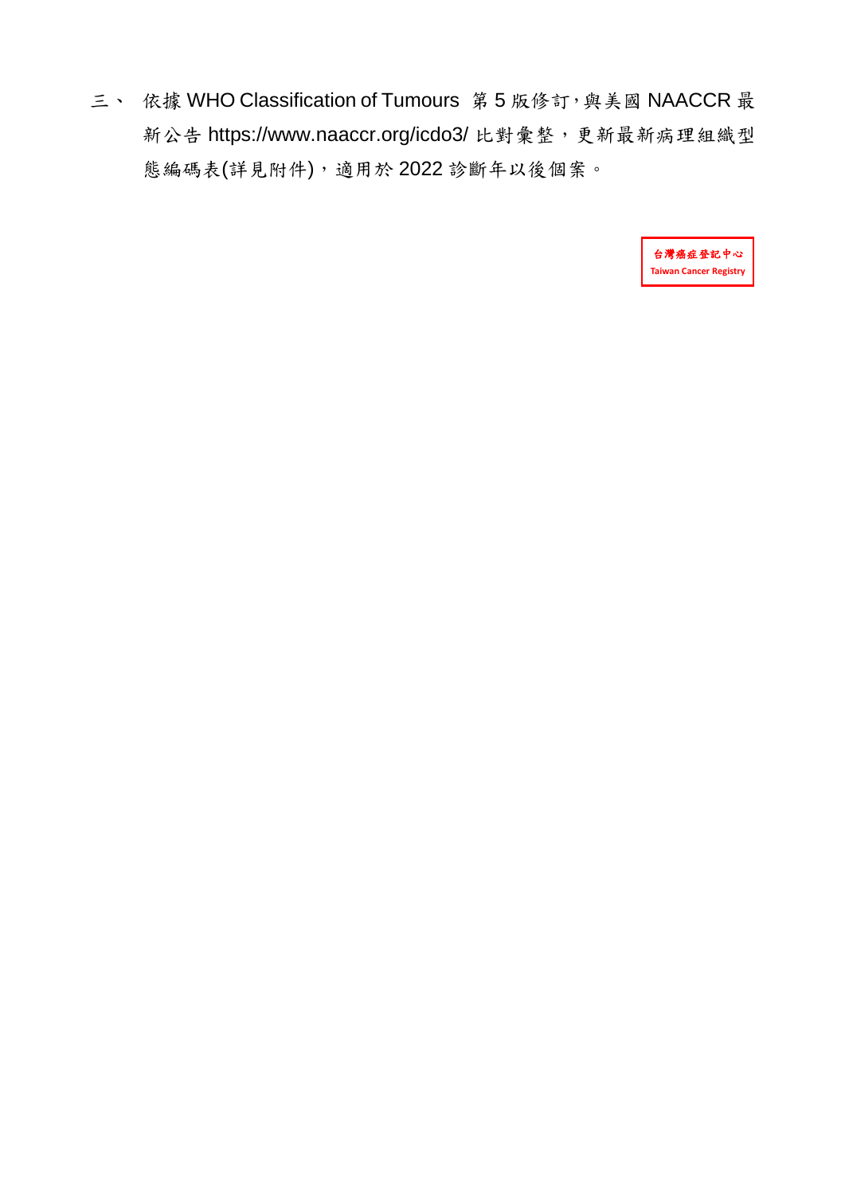三、 依據 WHO Classification of Tumours 第 5 版修訂，與美國 NAACCR 最新公告 https://www.naaccr.org/icdo3/ 比對彙整，更新最新病理組織型態編碼表(詳見附件)，適用於 2022 診斷年以後個案。

台灣癌症登記中心
Taiwan Cancer Registry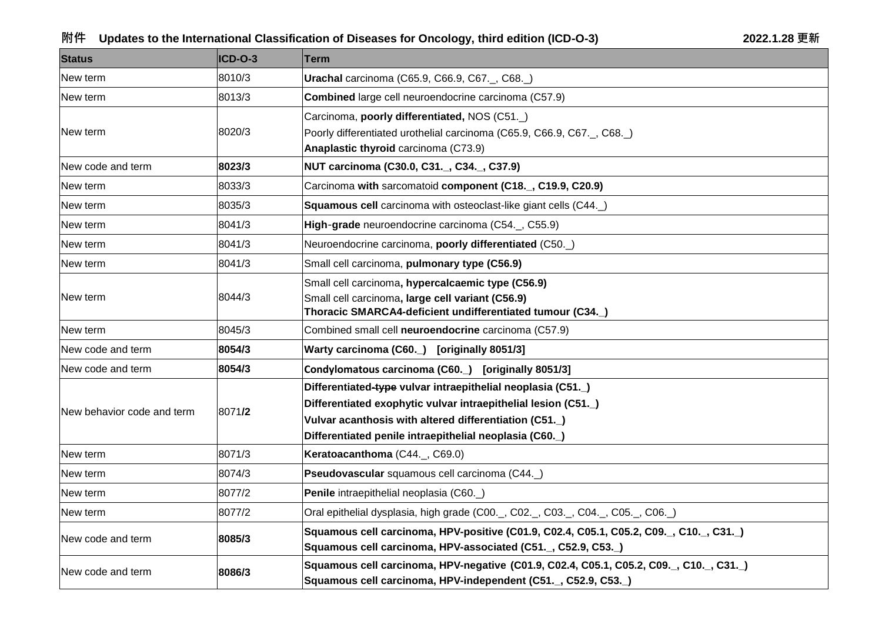附件 **Updates to the International Classification of Diseases for Oncology, third edition (ICD-O-3)** **2022.1.28 更新**

| Status | ICD-O-3 | Term |
|---|---|---|
| New term | 8010/3 | **Urachal** carcinoma (C65.9, C66.9, C67._, C68._) |
| New term | 8013/3 | **Combined** large cell neuroendocrine carcinoma (C57.9) |
| New term | 8020/3 | Carcinoma, **poorly differentiated,** NOS (C51._)<br>Poorly differentiated urothelial carcinoma (C65.9, C66.9, C67._, C68._)<br>**Anaplastic thyroid** carcinoma (C73.9) |
| New code and term | **8023/3** | **NUT carcinoma (C30.0, C31._, C34._, C37.9)** |
| New term | 8033/3 | Carcinoma **with** sarcomatoid **component (C18._, C19.9, C20.9)** |
| New term | 8035/3 | **Squamous cell** carcinoma with osteoclast-like giant cells (C44._) |
| New term | 8041/3 | **High**-**grade** neuroendocrine carcinoma (C54._, C55.9) |
| New term | 8041/3 | Neuroendocrine carcinoma, **poorly differentiated** (C50._) |
| New term | 8041/3 | Small cell carcinoma, **pulmonary type (C56.9)** |
| New term | 8044/3 | Small cell carcinoma**, hypercalcaemic type (C56.9)**<br>Small cell carcinoma**, large cell variant (C56.9)**<br>**Thoracic SMARCA4-deficient undifferentiated tumour (C34._)** |
| New term | 8045/3 | Combined small cell **neuroendocrine** carcinoma (C57.9) |
| New code and term | **8054/3** | **Warty carcinoma (C60._) [originally 8051/3]** |
| New code and term | **8054/3** | **Condylomatous carcinoma (C60._) [originally 8051/3]** |
| New behavior code and term | 8071**/2** | **Differentiated~~-type~~ vulvar intraepithelial neoplasia (C51._)**<br>**Differentiated exophytic vulvar intraepithelial lesion (C51._)**<br>**Vulvar acanthosis with altered differentiation (C51._)**<br>**Differentiated penile intraepithelial neoplasia (C60._)** |
| New term | 8071/3 | **Keratoacanthoma** (C44._, C69.0) |
| New term | 8074/3 | **Pseudovascular** squamous cell carcinoma (C44._) |
| New term | 8077/2 | **Penile** intraepithelial neoplasia (C60._) |
| New term | 8077/2 | Oral epithelial dysplasia, high grade (C00._, C02._, C03._, C04._, C05._, C06._) |
| New code and term | **8085/3** | **Squamous cell carcinoma, HPV-positive (C01.9, C02.4, C05.1, C05.2, C09._, C10._, C31._)**<br>**Squamous cell carcinoma, HPV-associated (C51._, C52.9, C53._)** |
| New code and term | **8086/3** | **Squamous cell carcinoma, HPV-negative (C01.9, C02.4, C05.1, C05.2, C09._, C10._, C31._)**<br>**Squamous cell carcinoma, HPV-independent (C51._, C52.9, C53._)** |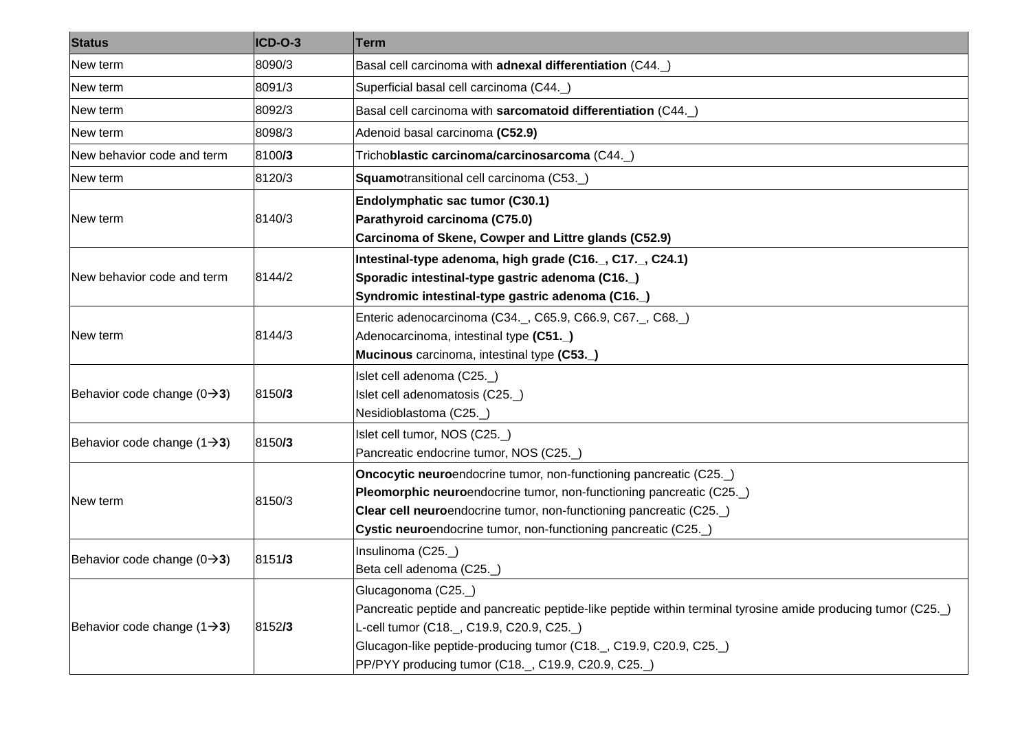| Status | ICD-O-3 | Term |
|---|---|---|
| New term | 8090/3 | Basal cell carcinoma with **adnexal differentiation** (C44._) |
| New term | 8091/3 | Superficial basal cell carcinoma (C44._) |
| New term | 8092/3 | Basal cell carcinoma with **sarcomatoid differentiation** (C44._) |
| New term | 8098/3 | Adenoid basal carcinoma **(C52.9)** |
| New behavior code and term | 8100**/3** | Tricho**blastic carcinoma/carcinosarcoma** (C44._) |
| New term | 8120/3 | **Squamo**transitional cell carcinoma (C53._) |
| New term | 8140/3 | **Endolymphatic sac tumor (C30.1)**<br>**Parathyroid carcinoma (C75.0)**<br>**Carcinoma of Skene, Cowper and Littre glands (C52.9)** |
| New behavior code and term | 8144/2 | **Intestinal-type adenoma, high grade (C16._, C17._, C24.1)**<br>**Sporadic intestinal-type gastric adenoma (C16._)**<br>**Syndromic intestinal-type gastric adenoma (C16._)** |
| New term | 8144/3 | Enteric adenocarcinoma (C34._, C65.9, C66.9, C67._, C68._)<br>Adenocarcinoma, intestinal type **(C51._)**<br>**Mucinous** carcinoma, intestinal type **(C53._)** |
| Behavior code change (0→**3**) | 8150**/3** | Islet cell adenoma (C25._)<br>Islet cell adenomatosis (C25._)<br>Nesidioblastoma (C25._) |
| Behavior code change (1→**3**) | 8150**/3** | Islet cell tumor, NOS (C25._)<br>Pancreatic endocrine tumor, NOS (C25._) |
| New term | 8150/3 | **Oncocytic neuro**endocrine tumor, non-functioning pancreatic (C25._)<br>**Pleomorphic neuro**endocrine tumor, non-functioning pancreatic (C25._)<br>**Clear cell neuro**endocrine tumor, non-functioning pancreatic (C25._)<br>**Cystic neuro**endocrine tumor, non-functioning pancreatic (C25._) |
| Behavior code change (0→**3**) | 8151**/3** | Insulinoma (C25._)<br>Beta cell adenoma (C25._) |
| Behavior code change (1→**3**) | 8152**/3** | Glucagonoma (C25._)<br>Pancreatic peptide and pancreatic peptide-like peptide within terminal tyrosine amide producing tumor (C25._)<br>L-cell tumor (C18._, C19.9, C20.9, C25._)<br>Glucagon-like peptide-producing tumor (C18._, C19.9, C20.9, C25._)<br>PP/PYY producing tumor (C18._, C19.9, C20.9, C25._) |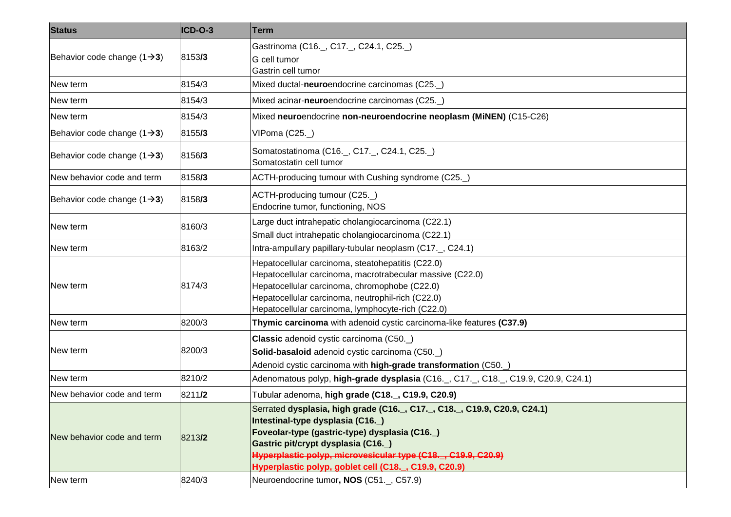| Status | ICD-O-3 | Term |
|---|---|---|
| Behavior code change (1→**3**) | 8153**/3** | Gastrinoma (C16._, C17._, C24.1, C25._)<br>G cell tumor<br>Gastrin cell tumor |
| New term | 8154/3 | Mixed ductal-**neuro**endocrine carcinomas (C25._) |
| New term | 8154/3 | Mixed acinar-**neuro**endocrine carcinomas (C25._) |
| New term | 8154/3 | Mixed **neuro**endocrine **non-neuroendocrine neoplasm (MiNEN)** (C15-C26) |
| Behavior code change (1→**3**) | 8155**/3** | VIPoma (C25._) |
| Behavior code change (1→**3**) | 8156**/3** | Somatostatinoma (C16._, C17._, C24.1, C25._)<br>Somatostatin cell tumor |
| New behavior code and term | 8158**/3** | ACTH-producing tumour with Cushing syndrome (C25._) |
| Behavior code change (1→**3**) | 8158**/3** | ACTH-producing tumour (C25._)<br>Endocrine tumor, functioning, NOS |
| New term | 8160/3 | Large duct intrahepatic cholangiocarcinoma (C22.1)<br>Small duct intrahepatic cholangiocarcinoma (C22.1) |
| New term | 8163/2 | Intra-ampullary papillary-tubular neoplasm (C17._, C24.1) |
| New term | 8174/3 | Hepatocellular carcinoma, steatohepatitis (C22.0)<br>Hepatocellular carcinoma, macrotrabecular massive (C22.0)<br>Hepatocellular carcinoma, chromophobe (C22.0)<br>Hepatocellular carcinoma, neutrophil-rich (C22.0)<br>Hepatocellular carcinoma, lymphocyte-rich (C22.0) |
| New term | 8200/3 | **Thymic carcinoma** with adenoid cystic carcinoma-like features **(C37.9)** |
| New term | 8200/3 | **Classic** adenoid cystic carcinoma (C50._)<br>**Solid-basaloid** adenoid cystic carcinoma (C50._)<br>Adenoid cystic carcinoma with **high-grade transformation** (C50._) |
| New term | 8210/2 | Adenomatous polyp, **high-grade dysplasia** (C16._, C17._, C18._, C19.9, C20.9, C24.1) |
| New behavior code and term | 8211**/2** | Tubular adenoma, **high grade (C18._, C19.9, C20.9)** |
| New behavior code and term | 8213**/2** | Serrated **dysplasia, high grade (C16._, C17._, C18._, C19.9, C20.9, C24.1)**<br>**Intestinal-type dysplasia (C16._)**<br>**Foveolar-type (gastric-type) dysplasia (C16._)**<br>**Gastric pit/crypt dysplasia (C16._)**<br>~~**Hyperplastic polyp, microvesicular type (C18._, C19.9, C20.9)**~~<br>~~**Hyperplastic polyp, goblet cell (C18._, C19.9, C20.9)**~~ |
| New term | 8240/3 | Neuroendocrine tumor**, NOS** (C51._, C57.9) |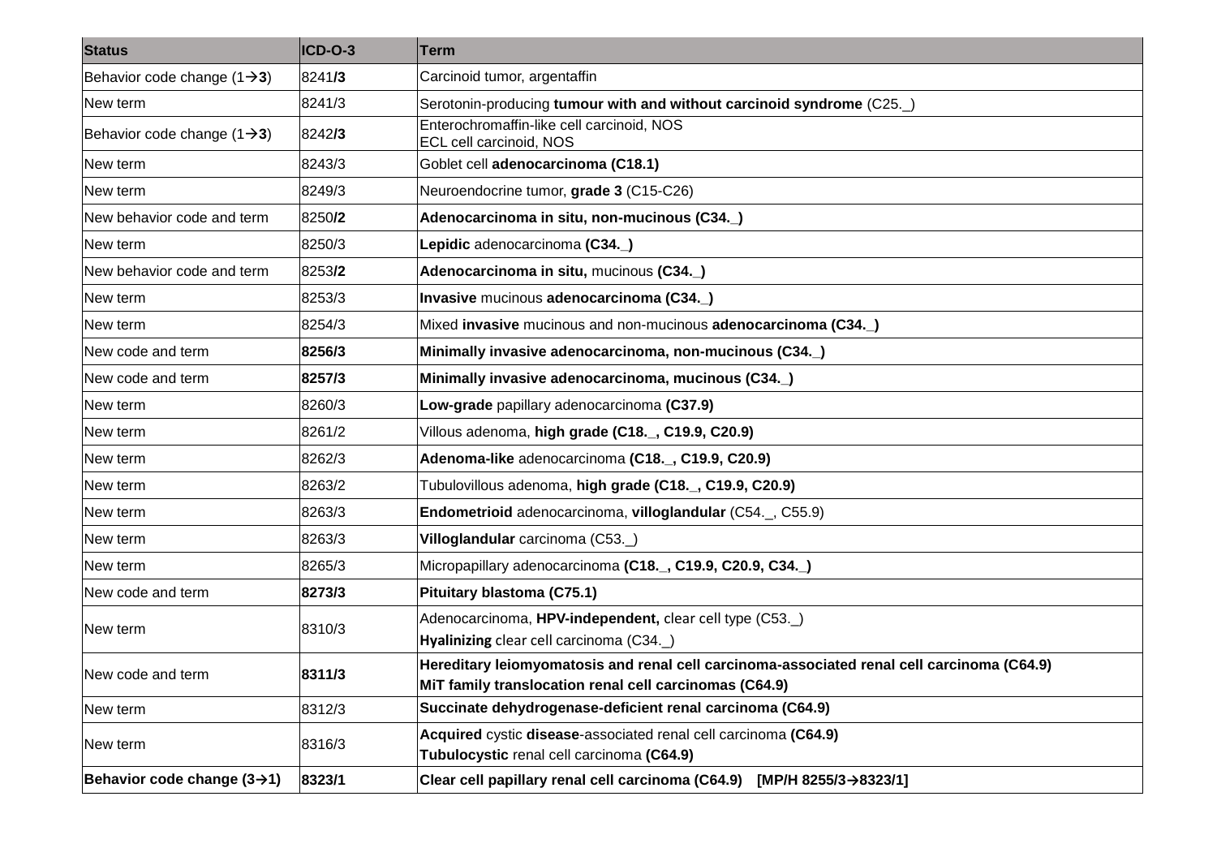| Status | ICD-O-3 | Term |
|---|---|---|
| Behavior code change (1→**3**) | 8241**/3** | Carcinoid tumor, argentaffin |
| New term | 8241/3 | Serotonin-producing **tumour with and without carcinoid syndrome** (C25._) |
| Behavior code change (1→**3**) | 8242**/3** | Enterochromaffin-like cell carcinoid, NOS<br>ECL cell carcinoid, NOS |
| New term | 8243/3 | Goblet cell **adenocarcinoma (C18.1)** |
| New term | 8249/3 | Neuroendocrine tumor, **grade 3** (C15-C26) |
| New behavior code and term | 8250**/2** | **Adenocarcinoma in situ, non-mucinous (C34._)** |
| New term | 8250/3 | **Lepidic** adenocarcinoma **(C34._)** |
| New behavior code and term | 8253**/2** | **Adenocarcinoma in situ,** mucinous **(C34._)** |
| New term | 8253/3 | **Invasive** mucinous **adenocarcinoma (C34._)** |
| New term | 8254/3 | Mixed **invasive** mucinous and non-mucinous **adenocarcinoma (C34._)** |
| New code and term | **8256/3** | **Minimally invasive adenocarcinoma, non-mucinous (C34._)** |
| New code and term | **8257/3** | **Minimally invasive adenocarcinoma, mucinous (C34._)** |
| New term | 8260/3 | **Low-grade** papillary adenocarcinoma **(C37.9)** |
| New term | 8261/2 | Villous adenoma, **high grade (C18._, C19.9, C20.9)** |
| New term | 8262/3 | **Adenoma-like** adenocarcinoma **(C18._, C19.9, C20.9)** |
| New term | 8263/2 | Tubulovillous adenoma, **high grade (C18._, C19.9, C20.9)** |
| New term | 8263/3 | **Endometrioid** adenocarcinoma, **villoglandular** (C54._, C55.9) |
| New term | 8263/3 | **Villoglandular** carcinoma (C53._) |
| New term | 8265/3 | Micropapillary adenocarcinoma **(C18._, C19.9, C20.9, C34._)** |
| New code and term | **8273/3** | **Pituitary blastoma (C75.1)** |
| New term | 8310/3 | Adenocarcinoma, **HPV-independent,** clear cell type (C53._)<br>**Hyalinizing** clear cell carcinoma (C34._) |
| New code and term | **8311/3** | **Hereditary leiomyomatosis and renal cell carcinoma-associated renal cell carcinoma (C64.9)**<br>**MiT family translocation renal cell carcinomas (C64.9)** |
| New term | 8312/3 | **Succinate dehydrogenase-deficient renal carcinoma (C64.9)** |
| New term | 8316/3 | **Acquired** cystic **disease**-associated renal cell carcinoma **(C64.9)**<br>**Tubulocystic** renal cell carcinoma **(C64.9)** |
| **Behavior code change (3→1)** | **8323/1** | **Clear cell papillary renal cell carcinoma (C64.9) [MP/H 8255/3→8323/1]** |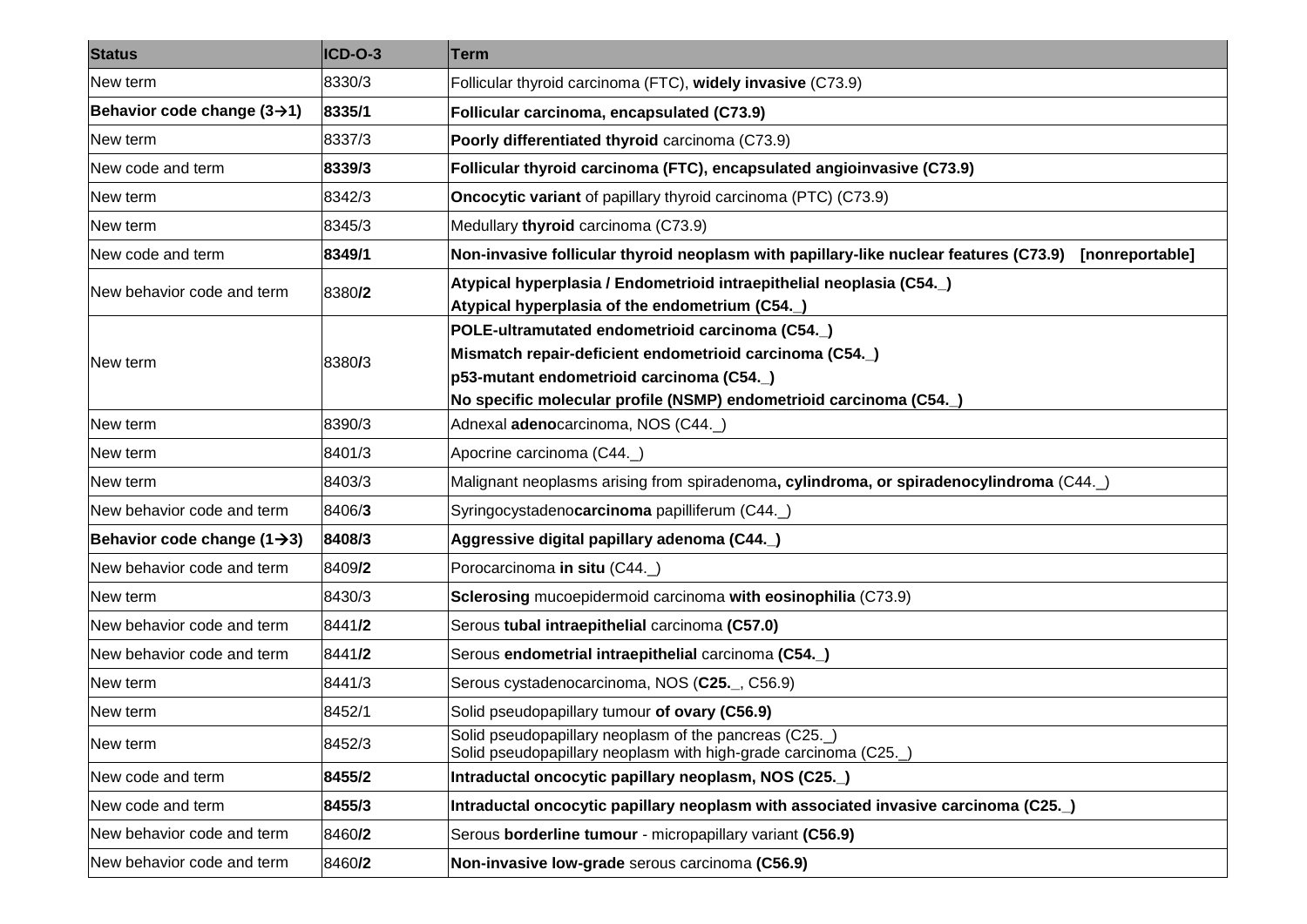| Status | ICD-O-3 | Term |
|---|---|---|
| New term | 8330/3 | Follicular thyroid carcinoma (FTC), **widely invasive** (C73.9) |
| **Behavior code change (3→1)** | **8335/1** | **Follicular carcinoma, encapsulated (C73.9)** |
| New term | 8337/3 | **Poorly differentiated thyroid** carcinoma (C73.9) |
| New code and term | **8339/3** | **Follicular thyroid carcinoma (FTC), encapsulated angioinvasive (C73.9)** |
| New term | 8342/3 | **Oncocytic variant** of papillary thyroid carcinoma (PTC) (C73.9) |
| New term | 8345/3 | Medullary **thyroid** carcinoma (C73.9) |
| New code and term | **8349/1** | **Non-invasive follicular thyroid neoplasm with papillary-like nuclear features (C73.9) [nonreportable]** |
| New behavior code and term | 8380**/2** | **Atypical hyperplasia / Endometrioid intraepithelial neoplasia (C54._)**<br>**Atypical hyperplasia of the endometrium (C54._)** |
| New term | 8380**/3** | **POLE-ultramutated endometrioid carcinoma (C54._)**<br>**Mismatch repair-deficient endometrioid carcinoma (C54._)**<br>**p53-mutant endometrioid carcinoma (C54._)**<br>**No specific molecular profile (NSMP) endometrioid carcinoma (C54._)** |
| New term | 8390/3 | Adnexal **adeno**carcinoma, NOS (C44._) |
| New term | 8401/3 | Apocrine carcinoma (C44._) |
| New term | 8403/3 | Malignant neoplasms arising from spiradenoma**, cylindroma, or spiradenocylindroma** (C44._) |
| New behavior code and term | 8406/**3** | Syringocystadeno**carcinoma** papilliferum (C44._) |
| **Behavior code change (1→3)** | **8408/3** | **Aggressive digital papillary adenoma (C44._)** |
| New behavior code and term | 8409**/2** | Porocarcinoma **in situ** (C44._) |
| New term | 8430/3 | **Sclerosing** mucoepidermoid carcinoma **with eosinophilia** (C73.9) |
| New behavior code and term | 8441**/2** | Serous **tubal intraepithelial** carcinoma **(C57.0)** |
| New behavior code and term | 8441**/2** | Serous **endometrial intraepithelial** carcinoma **(C54._)** |
| New term | 8441/3 | Serous cystadenocarcinoma, NOS (**C25._**, C56.9) |
| New term | 8452/1 | Solid pseudopapillary tumour **of ovary (C56.9)** |
| New term | 8452/3 | Solid pseudopapillary neoplasm of the pancreas (C25._)<br>Solid pseudopapillary neoplasm with high-grade carcinoma (C25._) |
| New code and term | **8455/2** | **Intraductal oncocytic papillary neoplasm, NOS (C25._)** |
| New code and term | **8455/3** | **Intraductal oncocytic papillary neoplasm with associated invasive carcinoma (C25._)** |
| New behavior code and term | 8460**/2** | Serous **borderline tumour** - micropapillary variant **(C56.9)** |
| New behavior code and term | 8460**/2** | **Non-invasive low-grade** serous carcinoma **(C56.9)** |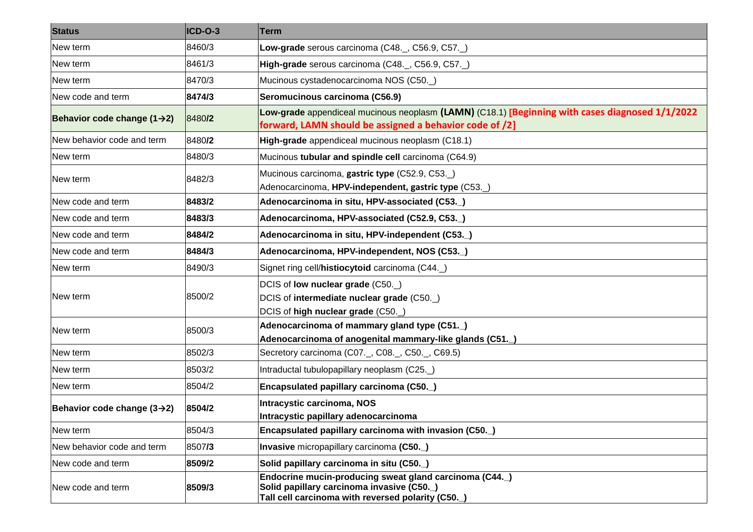| Status | ICD-O-3 | Term |
|---|---|---|
| New term | 8460/3 | **Low-grade** serous carcinoma (C48._, C56.9, C57._) |
| New term | 8461/3 | **High-grade** serous carcinoma (C48._, C56.9, C57._) |
| New term | 8470/3 | Mucinous cystadenocarcinoma NOS (C50._) |
| New code and term | **8474/3** | **Seromucinous carcinoma (C56.9)** |
| **Behavior code change (1→2)** | 8480**/2** | **Low-grade** appendiceal mucinous neoplasm **(LAMN)** (C18.1) **[Beginning with cases diagnosed 1/1/2022 forward, LAMN should be assigned a behavior code of /2]** |
| New behavior code and term | 8480**/2** | **High-grade** appendiceal mucinous neoplasm (C18.1) |
| New term | 8480/3 | Mucinous **tubular and spindle cell** carcinoma (C64.9) |
| New term | 8482/3 | Mucinous carcinoma, **gastric type** (C52.9, C53._)<br>Adenocarcinoma, **HPV-independent, gastric type** (C53._) |
| New code and term | **8483/2** | **Adenocarcinoma in situ, HPV-associated (C53._)** |
| New code and term | **8483/3** | **Adenocarcinoma, HPV-associated (C52.9, C53._)** |
| New code and term | **8484/2** | **Adenocarcinoma in situ, HPV-independent (C53._)** |
| New code and term | **8484/3** | **Adenocarcinoma, HPV-independent, NOS (C53._)** |
| New term | 8490/3 | Signet ring cell/**histiocytoid** carcinoma (C44._) |
| New term | 8500/2 | DCIS of **low nuclear grade** (C50._)<br>DCIS of **intermediate nuclear grade** (C50._)<br>DCIS of **high nuclear grade** (C50._) |
| New term | 8500/3 | **Adenocarcinoma of mammary gland type (C51._)**<br>**Adenocarcinoma of anogenital mammary-like glands (C51._)** |
| New term | 8502/3 | Secretory carcinoma (C07._, C08._, C50._, C69.5) |
| New term | 8503/2 | Intraductal tubulopapillary neoplasm (C25._) |
| New term | 8504/2 | **Encapsulated papillary carcinoma (C50._)** |
| **Behavior code change (3→2)** | **8504/2** | **Intracystic carcinoma, NOS**<br>**Intracystic papillary adenocarcinoma** |
| New term | 8504/3 | **Encapsulated papillary carcinoma with invasion (C50._)** |
| New behavior code and term | 8507**/3** | **Invasive** micropapillary carcinoma **(C50._)** |
| New code and term | **8509/2** | **Solid papillary carcinoma in situ (C50._)** |
| New code and term | **8509/3** | **Endocrine mucin-producing sweat gland carcinoma (C44._)**<br>**Solid papillary carcinoma invasive (C50._)**<br>**Tall cell carcinoma with reversed polarity (C50._)** |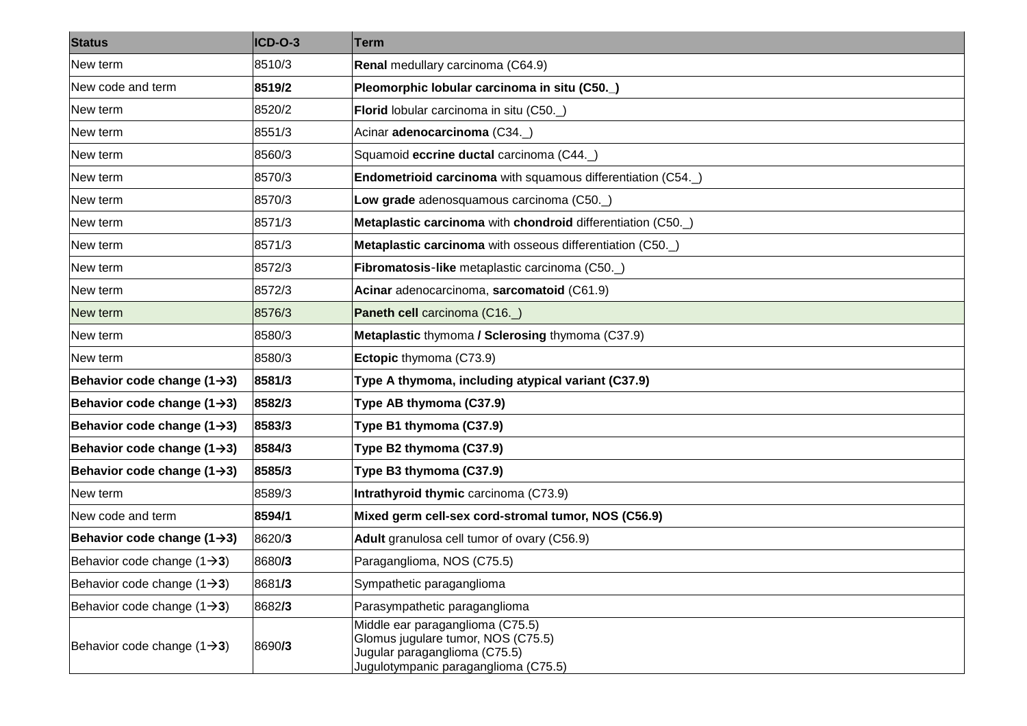| Status | ICD-O-3 | Term |
|---|---|---|
| New term | 8510/3 | **Renal** medullary carcinoma (C64.9) |
| New code and term | **8519/2** | **Pleomorphic lobular carcinoma in situ (C50._)** |
| New term | 8520/2 | **Florid** lobular carcinoma in situ (C50._) |
| New term | 8551/3 | Acinar **adenocarcinoma** (C34._) |
| New term | 8560/3 | Squamoid **eccrine ductal** carcinoma (C44._) |
| New term | 8570/3 | **Endometrioid carcinoma** with squamous differentiation (C54._) |
| New term | 8570/3 | **Low grade** adenosquamous carcinoma (C50._) |
| New term | 8571/3 | **Metaplastic carcinoma** with **chondroid** differentiation (C50._) |
| New term | 8571/3 | **Metaplastic carcinoma** with osseous differentiation (C50._) |
| New term | 8572/3 | **Fibromatosis-like** metaplastic carcinoma (C50._) |
| New term | 8572/3 | **Acinar** adenocarcinoma, **sarcomatoid** (C61.9) |
| New term | 8576/3 | **Paneth cell** carcinoma (C16._) |
| New term | 8580/3 | **Metaplastic** thymoma **/ Sclerosing** thymoma (C37.9) |
| New term | 8580/3 | **Ectopic** thymoma (C73.9) |
| **Behavior code change (1→3)** | **8581/3** | **Type A thymoma, including atypical variant (C37.9)** |
| **Behavior code change (1→3)** | **8582/3** | **Type AB thymoma (C37.9)** |
| **Behavior code change (1→3)** | **8583/3** | **Type B1 thymoma (C37.9)** |
| **Behavior code change (1→3)** | **8584/3** | **Type B2 thymoma (C37.9)** |
| **Behavior code change (1→3)** | **8585/3** | **Type B3 thymoma (C37.9)** |
| New term | 8589/3 | **Intrathyroid thymic** carcinoma (C73.9) |
| New code and term | **8594/1** | **Mixed germ cell-sex cord-stromal tumor, NOS (C56.9)** |
| **Behavior code change (1→3)** | 8620/**3** | **Adult** granulosa cell tumor of ovary (C56.9) |
| Behavior code change (1→**3**) | 8680**/3** | Paraganglioma, NOS (C75.5) |
| Behavior code change (1→**3**) | 8681**/3** | Sympathetic paraganglioma |
| Behavior code change (1→**3**) | 8682**/3** | Parasympathetic paraganglioma |
| Behavior code change (1→**3**) | 8690**/3** | Middle ear paraganglioma (C75.5)<br>Glomus jugulare tumor, NOS (C75.5)<br>Jugular paraganglioma (C75.5)<br>Jugulotympanic paraganglioma (C75.5) |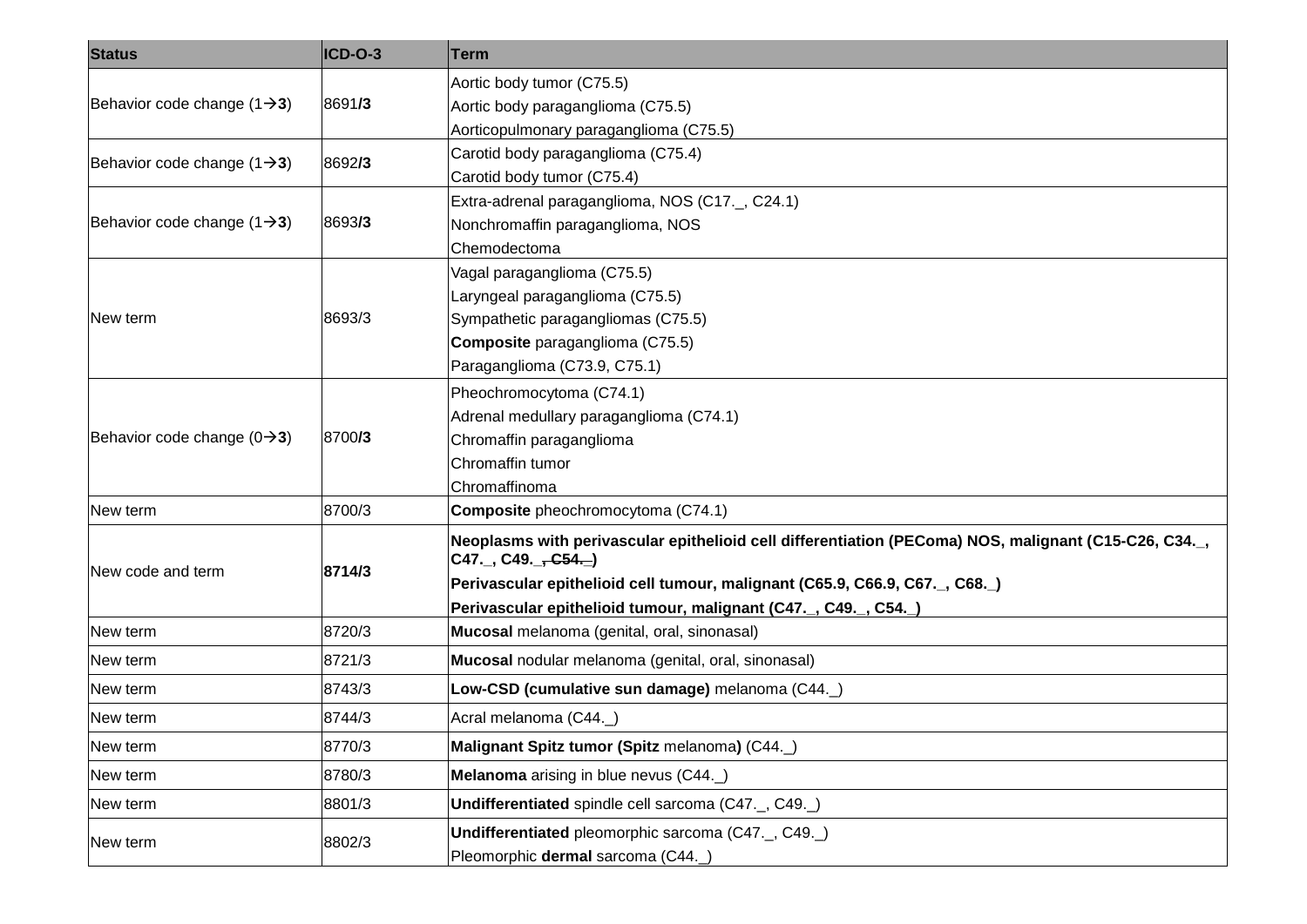| Status | ICD-O-3 | Term |
|---|---|---|
| Behavior code change (1→**3**) | 8691**/3** | Aortic body tumor (C75.5)<br>Aortic body paraganglioma (C75.5)<br>Aorticopulmonary paraganglioma (C75.5) |
| Behavior code change (1→**3**) | 8692**/3** | Carotid body paraganglioma (C75.4)<br>Carotid body tumor (C75.4) |
| Behavior code change (1→**3**) | 8693**/3** | Extra-adrenal paraganglioma, NOS (C17._, C24.1)<br>Nonchromaffin paraganglioma, NOS<br>Chemodectoma |
| New term | 8693/3 | Vagal paraganglioma (C75.5)<br>Laryngeal paraganglioma (C75.5)<br>Sympathetic paragangliomas (C75.5)<br>**Composite** paraganglioma (C75.5)<br>Paraganglioma (C73.9, C75.1) |
| Behavior code change (0→**3**) | 8700**/3** | Pheochromocytoma (C74.1)<br>Adrenal medullary paraganglioma (C74.1)<br>Chromaffin paraganglioma<br>Chromaffin tumor<br>Chromaffinoma |
| New term | 8700/3 | **Composite** pheochromocytoma (C74.1) |
| New code and term | **8714/3** | **Neoplasms with perivascular epithelioid cell differentiation (PEComa) NOS, malignant (C15-C26, C34._, C47._, C49._~~, C54._~~)**<br>**Perivascular epithelioid cell tumour, malignant (C65.9, C66.9, C67._, C68._)**<br>**Perivascular epithelioid tumour, malignant (C47._, C49._, C54._)** |
| New term | 8720/3 | **Mucosal** melanoma (genital, oral, sinonasal) |
| New term | 8721/3 | **Mucosal** nodular melanoma (genital, oral, sinonasal) |
| New term | 8743/3 | **Low-CSD (cumulative sun damage)** melanoma (C44._) |
| New term | 8744/3 | Acral melanoma (C44._) |
| New term | 8770/3 | **Malignant Spitz tumor (Spitz** melanoma**)** (C44._) |
| New term | 8780/3 | **Melanoma** arising in blue nevus (C44._) |
| New term | 8801/3 | **Undifferentiated** spindle cell sarcoma (C47._, C49._) |
| New term | 8802/3 | **Undifferentiated** pleomorphic sarcoma (C47._, C49._)<br>Pleomorphic **dermal** sarcoma (C44._) |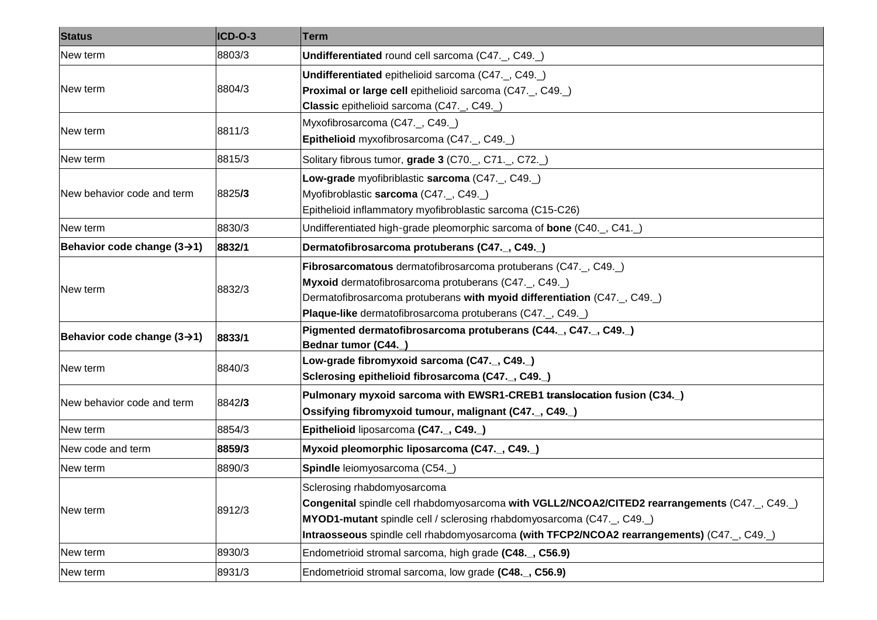| Status | ICD-O-3 | Term |
|---|---|---|
| New term | 8803/3 | **Undifferentiated** round cell sarcoma (C47._, C49._) |
| New term | 8804/3 | **Undifferentiated** epithelioid sarcoma (C47._, C49._)<br>**Proximal or large cell** epithelioid sarcoma (C47._, C49._)<br>**Classic** epithelioid sarcoma (C47._, C49._) |
| New term | 8811/3 | Myxofibrosarcoma (C47._, C49._)<br>**Epithelioid** myxofibrosarcoma (C47._, C49._) |
| New term | 8815/3 | Solitary fibrous tumor, **grade 3** (C70._, C71._, C72._) |
| New behavior code and term | 8825**/3** | **Low-grade** myofibriblastic **sarcoma** (C47._, C49._)<br>Myofibroblastic **sarcoma** (C47._, C49._)<br>Epithelioid inflammatory myofibroblastic sarcoma (C15-C26) |
| New term | 8830/3 | Undifferentiated high-grade pleomorphic sarcoma of **bone** (C40._, C41._) |
| **Behavior code change (3→1)** | **8832/1** | **Dermatofibrosarcoma protuberans (C47._, C49._)** |
| New term | 8832/3 | **Fibrosarcomatous** dermatofibrosarcoma protuberans (C47._, C49._)<br>**Myxoid** dermatofibrosarcoma protuberans (C47._, C49._)<br>Dermatofibrosarcoma protuberans **with myoid differentiation** (C47._, C49._)<br>**Plaque-like** dermatofibrosarcoma protuberans (C47._, C49._) |
| **Behavior code change (3→1)** | **8833/1** | **Pigmented dermatofibrosarcoma protuberans (C44._, C47._, C49._)**<br>**Bednar tumor (C44._)** |
| New term | 8840/3 | **Low-grade fibromyxoid sarcoma (C47._, C49._)**<br>**Sclerosing epithelioid fibrosarcoma (C47._, C49._)** |
| New behavior code and term | 8842**/3** | **Pulmonary myxoid sarcoma with EWSR1-CREB1 ~~translocation~~ fusion (C34._)**<br>**Ossifying fibromyxoid tumour, malignant (C47._, C49._)** |
| New term | 8854/3 | **Epithelioid** liposarcoma **(C47._, C49._)** |
| New code and term | **8859/3** | **Myxoid pleomorphic liposarcoma (C47._, C49._)** |
| New term | 8890/3 | **Spindle** leiomyosarcoma (C54._) |
| New term | 8912/3 | Sclerosing rhabdomyosarcoma<br>**Congenital** spindle cell rhabdomyosarcoma **with VGLL2/NCOA2/CITED2 rearrangements** (C47._, C49._)<br>**MYOD1-mutant** spindle cell / sclerosing rhabdomyosarcoma (C47._, C49._)<br>**Intraosseous** spindle cell rhabdomyosarcoma **(with TFCP2/NCOA2 rearrangements)** (C47._, C49._) |
| New term | 8930/3 | Endometrioid stromal sarcoma, high grade **(C48._, C56.9)** |
| New term | 8931/3 | Endometrioid stromal sarcoma, low grade **(C48._, C56.9)** |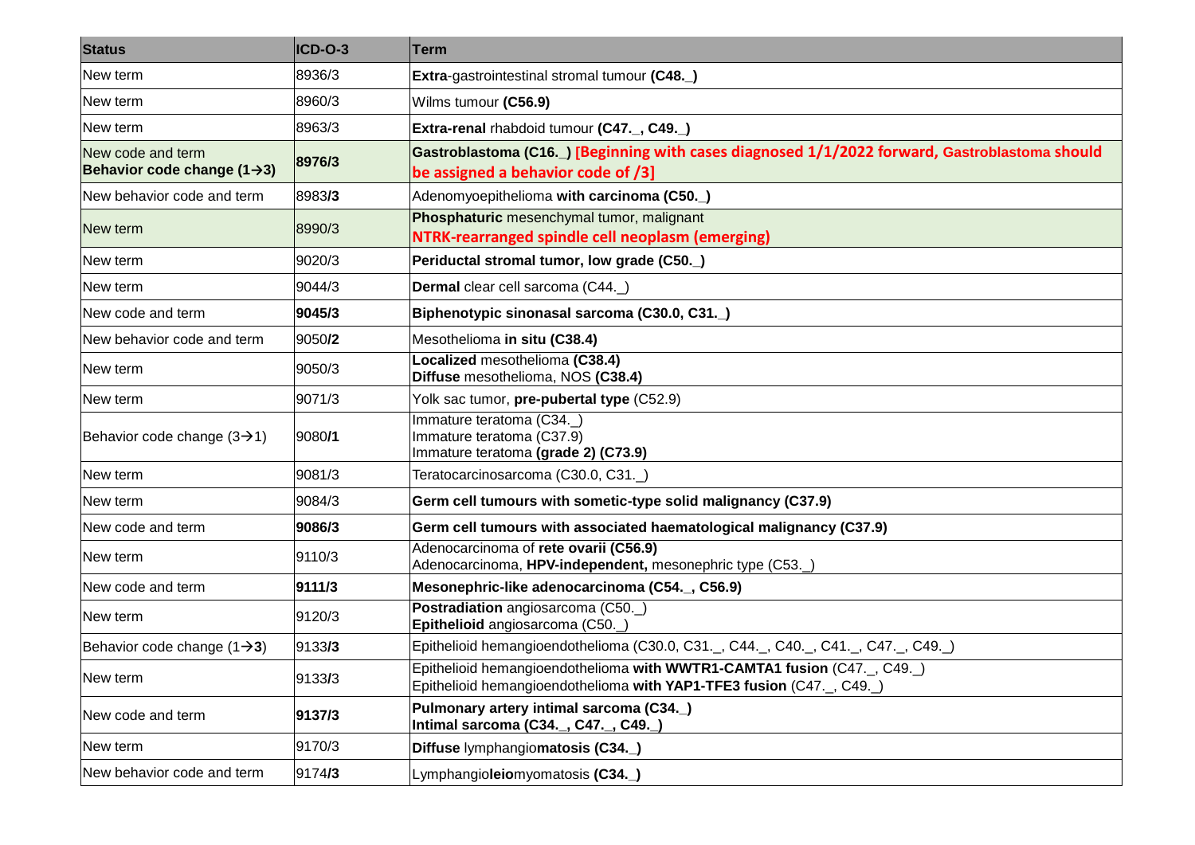| Status | ICD-O-3 | Term |
|---|---|---|
| New term | 8936/3 | **Extra**-gastrointestinal stromal tumour **(C48._)** |
| New term | 8960/3 | Wilms tumour **(C56.9)** |
| New term | 8963/3 | **Extra-renal** rhabdoid tumour **(C47._, C49._)** |
| New code and term **Behavior code change (1→3)** | **8976/3** | **Gastroblastoma (C16._) [Beginning with cases diagnosed 1/1/2022 forward, Gastroblastoma should be assigned a behavior code of /3]** |
| New behavior code and term | 8983**/3** | Adenomyoepithelioma **with carcinoma (C50._)** |
| New term | 8990/3 | **Phosphaturic** mesenchymal tumor, malignant<br>**NTRK-rearranged spindle cell neoplasm (emerging)** |
| New term | 9020/3 | **Periductal stromal tumor, low grade (C50._)** |
| New term | 9044/3 | **Dermal** clear cell sarcoma (C44._) |
| New code and term | **9045/3** | **Biphenotypic sinonasal sarcoma (C30.0, C31._)** |
| New behavior code and term | 9050**/2** | Mesothelioma **in situ (C38.4)** |
| New term | 9050/3 | **Localized** mesothelioma **(C38.4)**<br>**Diffuse** mesothelioma, NOS **(C38.4)** |
| New term | 9071/3 | Yolk sac tumor, **pre-pubertal type** (C52.9) |
| Behavior code change (3→1) | 9080**/1** | Immature teratoma (C34._)<br>Immature teratoma (C37.9)<br>Immature teratoma **(grade 2) (C73.9)** |
| New term | 9081/3 | Teratocarcinosarcoma (C30.0, C31._) |
| New term | 9084/3 | **Germ cell tumours with sometic-type solid malignancy (C37.9)** |
| New code and term | **9086/3** | **Germ cell tumours with associated haematological malignancy (C37.9)** |
| New term | 9110/3 | Adenocarcinoma of **rete ovarii (C56.9)**<br>Adenocarcinoma, **HPV-independent,** mesonephric type (C53._) |
| New code and term | **9111/3** | **Mesonephric-like adenocarcinoma (C54._, C56.9)** |
| New term | 9120/3 | **Postradiation** angiosarcoma (C50._)<br>**Epithelioid** angiosarcoma (C50._) |
| Behavior code change (1→**3**) | 9133**/3** | Epithelioid hemangioendothelioma (C30.0, C31._, C44._, C40._, C41._, C47._, C49._) |
| New term | 9133/3 | Epithelioid hemangioendothelioma **with WWTR1-CAMTA1 fusion** (C47._, C49._)<br>Epithelioid hemangioendothelioma **with YAP1-TFE3 fusion** (C47._, C49._) |
| New code and term | **9137/3** | **Pulmonary artery intimal sarcoma (C34._)**<br>**Intimal sarcoma (C34._, C47._, C49._)** |
| New term | 9170/3 | **Diffuse** lymphangio**matosis (C34._)** |
| New behavior code and term | 9174**/3** | Lymphangio**leio**myomatosis **(C34._)** |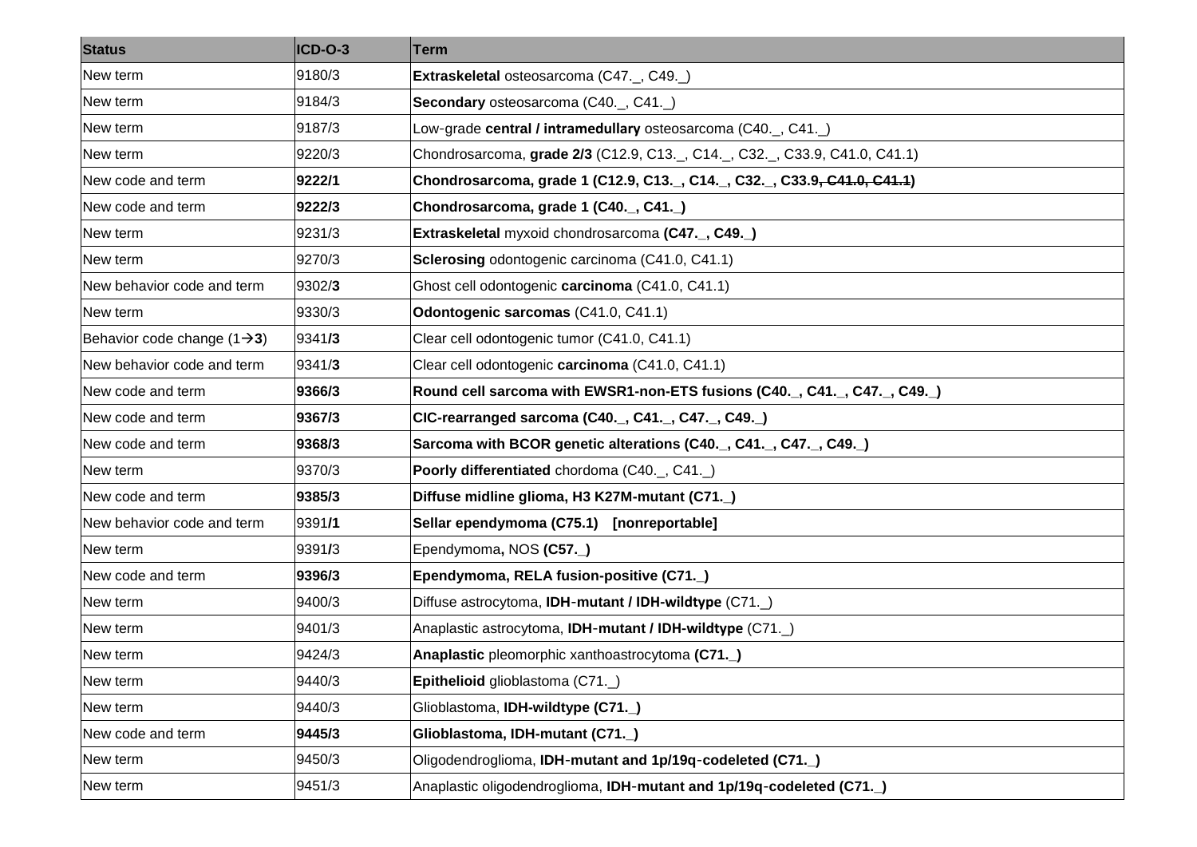| Status | ICD-O-3 | Term |
|---|---|---|
| New term | 9180/3 | **Extraskeletal** osteosarcoma (C47._, C49._) |
| New term | 9184/3 | **Secondary** osteosarcoma (C40._, C41._) |
| New term | 9187/3 | Low-grade **central / intramedullary** osteosarcoma (C40._, C41._) |
| New term | 9220/3 | Chondrosarcoma, **grade 2/3** (C12.9, C13._, C14._, C32._, C33.9, C41.0, C41.1) |
| New code and term | **9222/1** | **Chondrosarcoma, grade 1 (C12.9, C13._, C14._, C32._, C33.9~~, C41.0, C41.1~~)** |
| New code and term | **9222/3** | **Chondrosarcoma, grade 1 (C40._, C41._)** |
| New term | 9231/3 | **Extraskeletal** myxoid chondrosarcoma **(C47._, C49._)** |
| New term | 9270/3 | **Sclerosing** odontogenic carcinoma (C41.0, C41.1) |
| New behavior code and term | 9302/**3** | Ghost cell odontogenic **carcinoma** (C41.0, C41.1) |
| New term | 9330/3 | **Odontogenic sarcomas** (C41.0, C41.1) |
| Behavior code change (1→**3**) | 9341**/3** | Clear cell odontogenic tumor (C41.0, C41.1) |
| New behavior code and term | 9341/**3** | Clear cell odontogenic **carcinoma** (C41.0, C41.1) |
| New code and term | **9366/3** | **Round cell sarcoma with EWSR1-non-ETS fusions (C40._, C41._, C47._, C49._)** |
| New code and term | **9367/3** | **CIC-rearranged sarcoma (C40._, C41._, C47._, C49._)** |
| New code and term | **9368/3** | **Sarcoma with BCOR genetic alterations (C40._, C41._, C47._, C49._)** |
| New term | 9370/3 | **Poorly differentiated** chordoma (C40._, C41._) |
| New code and term | **9385/3** | **Diffuse midline glioma, H3 K27M-mutant (C71._)** |
| New behavior code and term | 9391/**1** | **Sellar ependymoma (C75.1) [nonreportable]** |
| New term | 9391/3 | Ependymoma**,** NOS **(C57._)** |
| New code and term | **9396/3** | **Ependymoma, RELA fusion-positive (C71._)** |
| New term | 9400/3 | Diffuse astrocytoma, **IDH-mutant / IDH-wildtype** (C71._) |
| New term | 9401/3 | Anaplastic astrocytoma, **IDH-mutant / IDH-wildtype** (C71._) |
| New term | 9424/3 | **Anaplastic** pleomorphic xanthoastrocytoma **(C71._)** |
| New term | 9440/3 | **Epithelioid** glioblastoma (C71._) |
| New term | 9440/3 | Glioblastoma, **IDH-wildtype (C71._)** |
| New code and term | **9445/3** | **Glioblastoma, IDH-mutant (C71._)** |
| New term | 9450/3 | Oligodendroglioma, **IDH-mutant and 1p/19q-codeleted (C71._)** |
| New term | 9451/3 | Anaplastic oligodendroglioma, **IDH-mutant and 1p/19q-codeleted (C71._)** |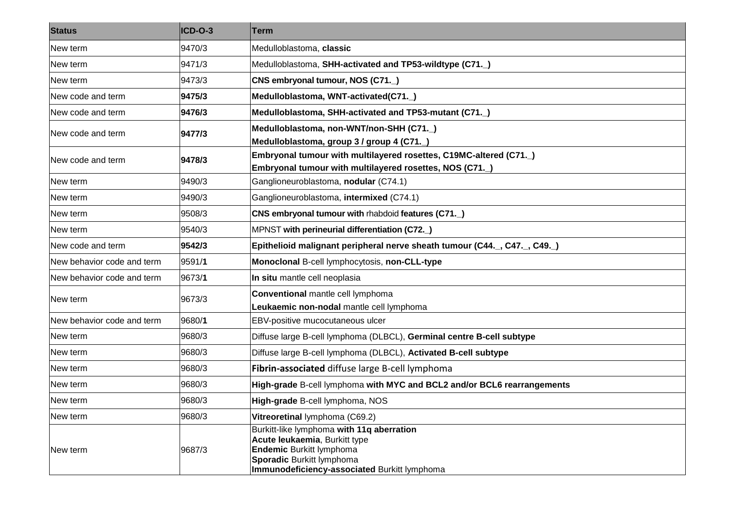| Status | ICD-O-3 | Term |
|---|---|---|
| New term | 9470/3 | Medulloblastoma, **classic** |
| New term | 9471/3 | Medulloblastoma, **SHH-activated and TP53-wildtype (C71._)** |
| New term | 9473/3 | **CNS embryonal tumour, NOS (C71._)** |
| New code and term | **9475/3** | **Medulloblastoma, WNT-activated(C71._)** |
| New code and term | **9476/3** | **Medulloblastoma, SHH-activated and TP53-mutant (C71._)** |
| New code and term | **9477/3** | **Medulloblastoma, non-WNT/non-SHH (C71._)**<br>**Medulloblastoma, group 3 / group 4 (C71._)** |
| New code and term | **9478/3** | **Embryonal tumour with multilayered rosettes, C19MC-altered (C71._)**<br>**Embryonal tumour with multilayered rosettes, NOS (C71._)** |
| New term | 9490/3 | Ganglioneuroblastoma, **nodular** (C74.1) |
| New term | 9490/3 | Ganglioneuroblastoma, **intermixed** (C74.1) |
| New term | 9508/3 | **CNS embryonal tumour with** rhabdoid **features (C71._)** |
| New term | 9540/3 | MPNST **with perineurial differentiation (C72._)** |
| New code and term | **9542/3** | **Epithelioid malignant peripheral nerve sheath tumour (C44._, C47._, C49._)** |
| New behavior code and term | 9591/**1** | **Monoclonal** B-cell lymphocytosis, **non-CLL-type** |
| New behavior code and term | 9673/**1** | **In situ** mantle cell neoplasia |
| New term | 9673/3 | **Conventional** mantle cell lymphoma<br>**Leukaemic non-nodal** mantle cell lymphoma |
| New behavior code and term | 9680/**1** | EBV-positive mucocutaneous ulcer |
| New term | 9680/3 | Diffuse large B-cell lymphoma (DLBCL), **Germinal centre B-cell subtype** |
| New term | 9680/3 | Diffuse large B-cell lymphoma (DLBCL), **Activated B-cell subtype** |
| New term | 9680/3 | **Fibrin-associated** diffuse large B-cell lymphoma |
| New term | 9680/3 | **High-grade** B-cell lymphoma **with MYC and BCL2 and/or BCL6 rearrangements** |
| New term | 9680/3 | **High-grade** B-cell lymphoma, NOS |
| New term | 9680/3 | **Vitreoretinal** lymphoma (C69.2) |
| New term | 9687/3 | Burkitt-like lymphoma **with 11q aberration**<br>**Acute leukaemia**, Burkitt type<br>**Endemic** Burkitt lymphoma<br>**Sporadic** Burkitt lymphoma<br>**Immunodeficiency-associated** Burkitt lymphoma |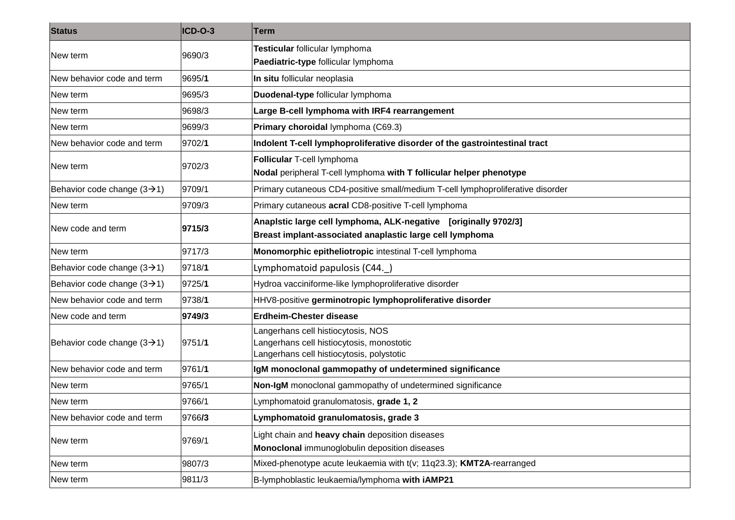| Status | ICD-O-3 | Term |
|---|---|---|
| New term | 9690/3 | **Testicular** follicular lymphoma<br>**Paediatric-type** follicular lymphoma |
| New behavior code and term | 9695/**1** | **In situ** follicular neoplasia |
| New term | 9695/3 | **Duodenal-type** follicular lymphoma |
| New term | 9698/3 | **Large B-cell lymphoma with IRF4 rearrangement** |
| New term | 9699/3 | **Primary choroidal** lymphoma (C69.3) |
| New behavior code and term | 9702/**1** | **Indolent T-cell lymphoproliferative disorder of the gastrointestinal tract** |
| New term | 9702/3 | **Follicular** T-cell lymphoma<br>**Nodal** peripheral T-cell lymphoma **with T follicular helper phenotype** |
| Behavior code change (3→1) | 9709/1 | Primary cutaneous CD4-positive small/medium T-cell lymphoproliferative disorder |
| New term | 9709/3 | Primary cutaneous **acral** CD8-positive T-cell lymphoma |
| New code and term | **9715/3** | **Anaplstic large cell lymphoma, ALK-negative [originally 9702/3]**<br>**Breast implant-associated anaplastic large cell lymphoma** |
| New term | 9717/3 | **Monomorphic epitheliotropic** intestinal T-cell lymphoma |
| Behavior code change (3→1) | 9718/**1** | Lymphomatoid papulosis (C44._) |
| Behavior code change (3→1) | 9725/**1** | Hydroa vacciniforme-like lymphoproliferative disorder |
| New behavior code and term | 9738/**1** | HHV8-positive **germinotropic lymphoproliferative disorder** |
| New code and term | **9749/3** | **Erdheim-Chester disease** |
| Behavior code change (3→1) | 9751/**1** | Langerhans cell histiocytosis, NOS<br>Langerhans cell histiocytosis, monostotic<br>Langerhans cell histiocytosis, polystotic |
| New behavior code and term | 9761/**1** | **IgM monoclonal gammopathy of undetermined significance** |
| New term | 9765/1 | **Non-IgM** monoclonal gammopathy of undetermined significance |
| New term | 9766/1 | Lymphomatoid granulomatosis, **grade 1, 2** |
| New behavior code and term | 9766**/3** | **Lymphomatoid granulomatosis, grade 3** |
| New term | 9769/1 | Light chain and **heavy chain** deposition diseases<br>**Monoclonal** immunoglobulin deposition diseases |
| New term | 9807/3 | Mixed-phenotype acute leukaemia with t(v; 11q23.3); **KMT2A**-rearranged |
| New term | 9811/3 | B-lymphoblastic leukaemia/lymphoma **with iAMP21** |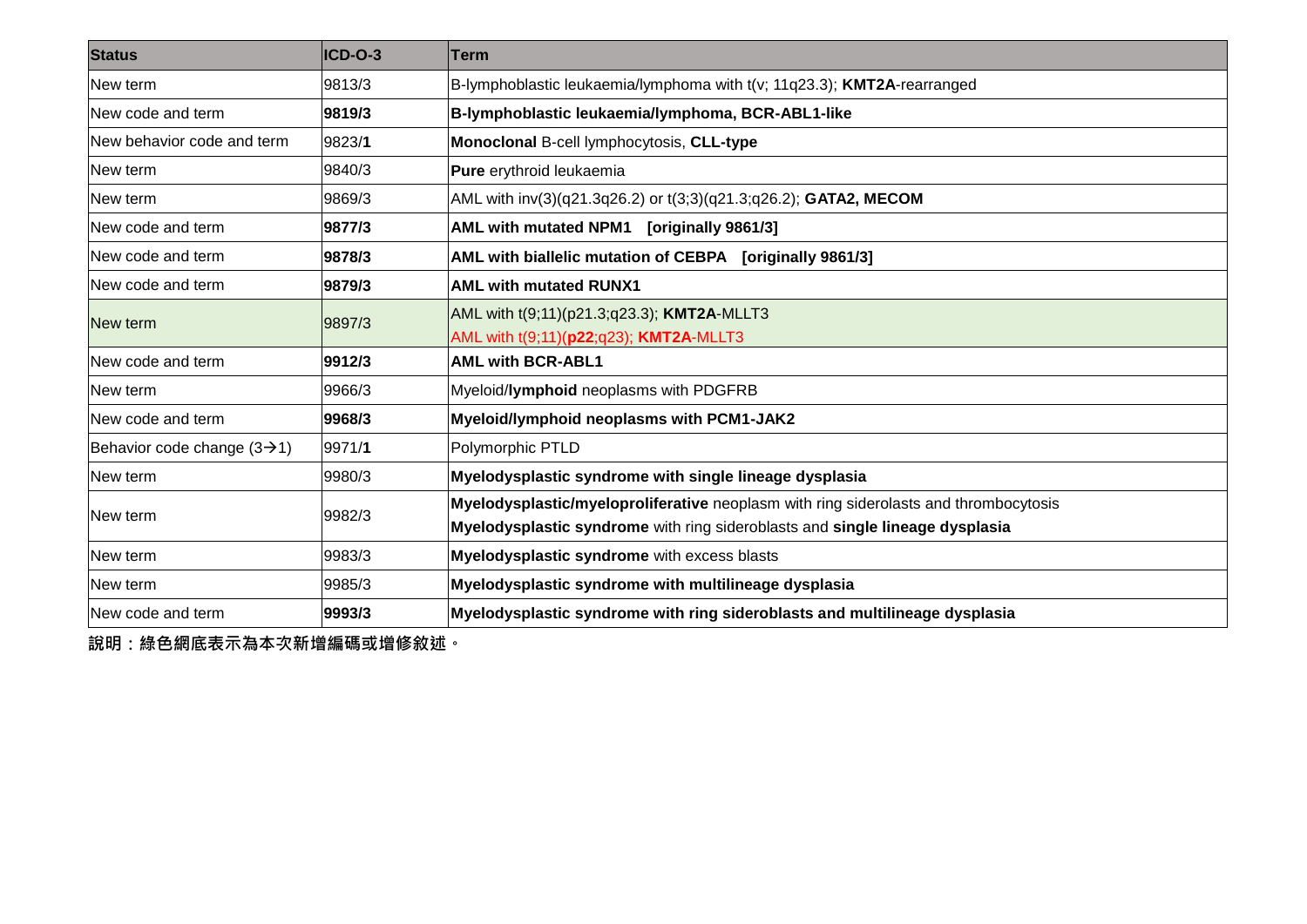| Status | ICD-O-3 | Term |
|---|---|---|
| New term | 9813/3 | B-lymphoblastic leukaemia/lymphoma with t(v; 11q23.3); **KMT2A**-rearranged |
| New code and term | **9819/3** | **B-lymphoblastic leukaemia/lymphoma, BCR-ABL1-like** |
| New behavior code and term | 9823/**1** | **Monoclonal** B-cell lymphocytosis, **CLL-type** |
| New term | 9840/3 | **Pure** erythroid leukaemia |
| New term | 9869/3 | AML with inv(3)(q21.3q26.2) or t(3;3)(q21.3;q26.2); **GATA2, MECOM** |
| New code and term | **9877/3** | **AML with mutated NPM1 [originally 9861/3]** |
| New code and term | **9878/3** | **AML with biallelic mutation of CEBPA [originally 9861/3]** |
| New code and term | **9879/3** | **AML with mutated RUNX1** |
| New term | 9897/3 | AML with t(9;11)(p21.3;q23.3); **KMT2A**-MLLT3<br>AML with t(9;11)(**p22**;q23); **KMT2A**-MLLT3 |
| New code and term | **9912/3** | **AML with BCR-ABL1** |
| New term | 9966/3 | Myeloid/**lymphoid** neoplasms with PDGFRB |
| New code and term | **9968/3** | **Myeloid/lymphoid neoplasms with PCM1-JAK2** |
| Behavior code change (3→1) | 9971/**1** | Polymorphic PTLD |
| New term | 9980/3 | **Myelodysplastic syndrome with single lineage dysplasia** |
| New term | 9982/3 | **Myelodysplastic/myeloproliferative** neoplasm with ring siderolasts and thrombocytosis<br>**Myelodysplastic syndrome** with ring sideroblasts and **single lineage dysplasia** |
| New term | 9983/3 | **Myelodysplastic syndrome** with excess blasts |
| New term | 9985/3 | **Myelodysplastic syndrome with multilineage dysplasia** |
| New code and term | **9993/3** | **Myelodysplastic syndrome with ring sideroblasts and multilineage dysplasia** |

**說明：綠色網底表示為本次新增編碼或增修敘述。**